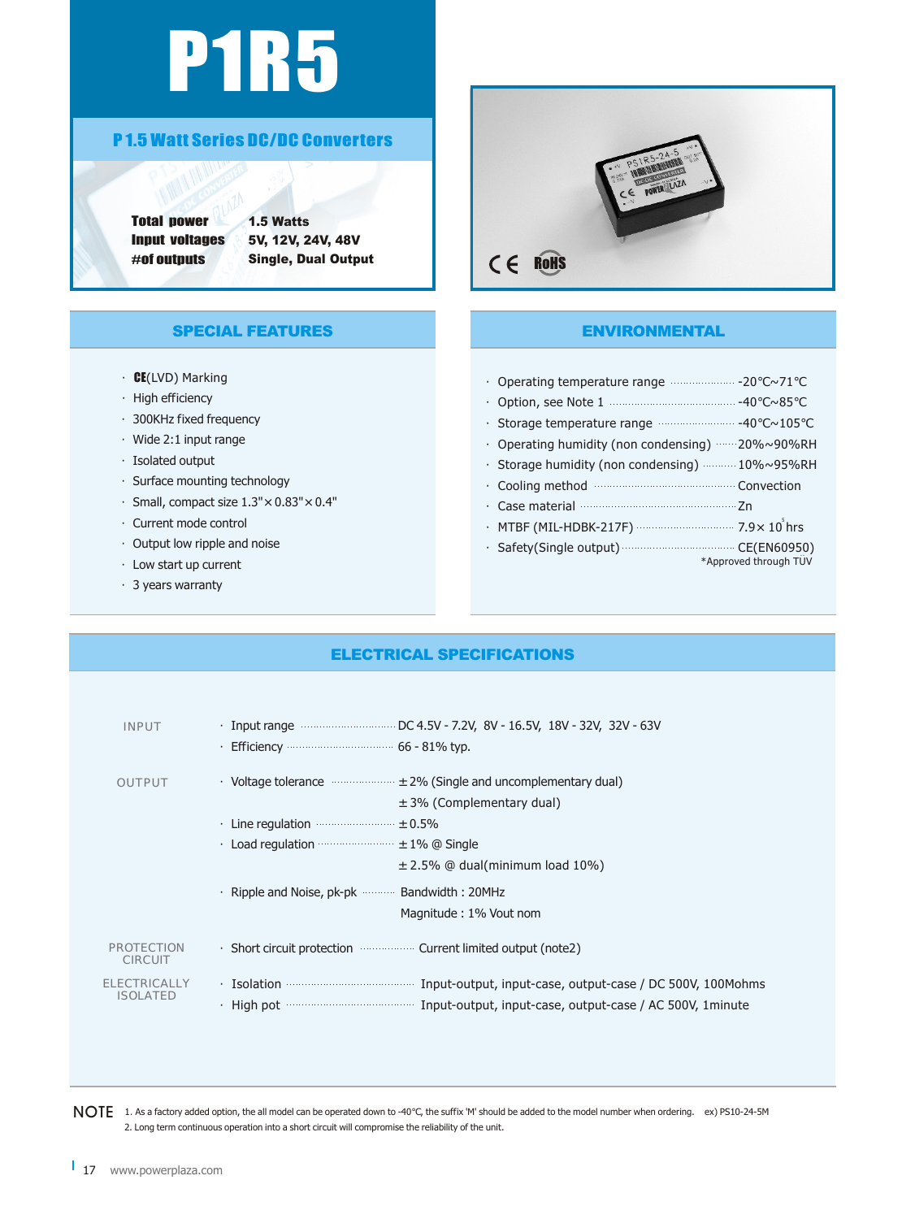# P1R5

## P 1.5 Watt Series DC/DC Converters

| | |
|---|---|
| **Total power** | **1.5 Watts** |
| **Input voltages** | **5V, 12V, 24V, 48V** |
| **#of outputs** | **Single, Dual Output** |

CE RoHS

## SPECIAL FEATURES

- CE(LVD) Marking
- High efficiency
- 300KHz fixed frequency
- Wide 2:1 input range
- Isolated output
- Surface mounting technology
- Small, compact size 1.3" × 0.83" × 0.4"
- Current mode control
- Output low ripple and noise
- Low start up current
- 3 years warranty

## ENVIRONMENTAL

- Operating temperature range ........ -20℃~71℃
- Option, see Note 1 ........ -40℃~85℃
- Storage temperature range ........ -40℃~105℃
- Operating humidity (non condensing) ........ 20%~90%RH
- Storage humidity (non condensing) ........ 10%~95%RH
- Cooling method ........ Convection
- Case material ........ Zn
- MTBF (MIL-HDBK-217F) ........ $7.9 \times 10^5$ hrs
- Safety(Single output) ........ CE(EN60950)

*Approved through TÜV

## ELECTRICAL SPECIFICATIONS

| | | |
|---|---|---|
| INPUT | Input range | DC 4.5V - 7.2V, 8V - 16.5V, 18V - 32V, 32V - 63V |
| | Efficiency | 66 - 81% typ. |
| OUTPUT | Voltage tolerance | ±2% (Single and uncomplementary dual) |
| | | ±3% (Complementary dual) |
| | Line regulation | ±0.5% |
| | Load regulation | ±1% @ Single |
| | | ±2.5% @ dual(minimum load 10%) |
| | Ripple and Noise, pk-pk | Bandwidth : 20MHz |
| | | Magnitude : 1% Vout nom |
| PROTECTION CIRCUIT | Short circuit protection | Current limited output (note2) |
| ELECTRICALLY ISOLATED | Isolation | Input-output, input-case, output-case / DC 500V, 100Mohms |
| | High pot | Input-output, input-case, output-case / AC 500V, 1minute |

**NOTE**
1. As a factory added option, the all model can be operated down to -40℃, the suffix 'M' should be added to the model number when ordering. ex) PS10-24-5M
2. Long term continuous operation into a short circuit will compromise the reliability of the unit.

www.powerplaza.com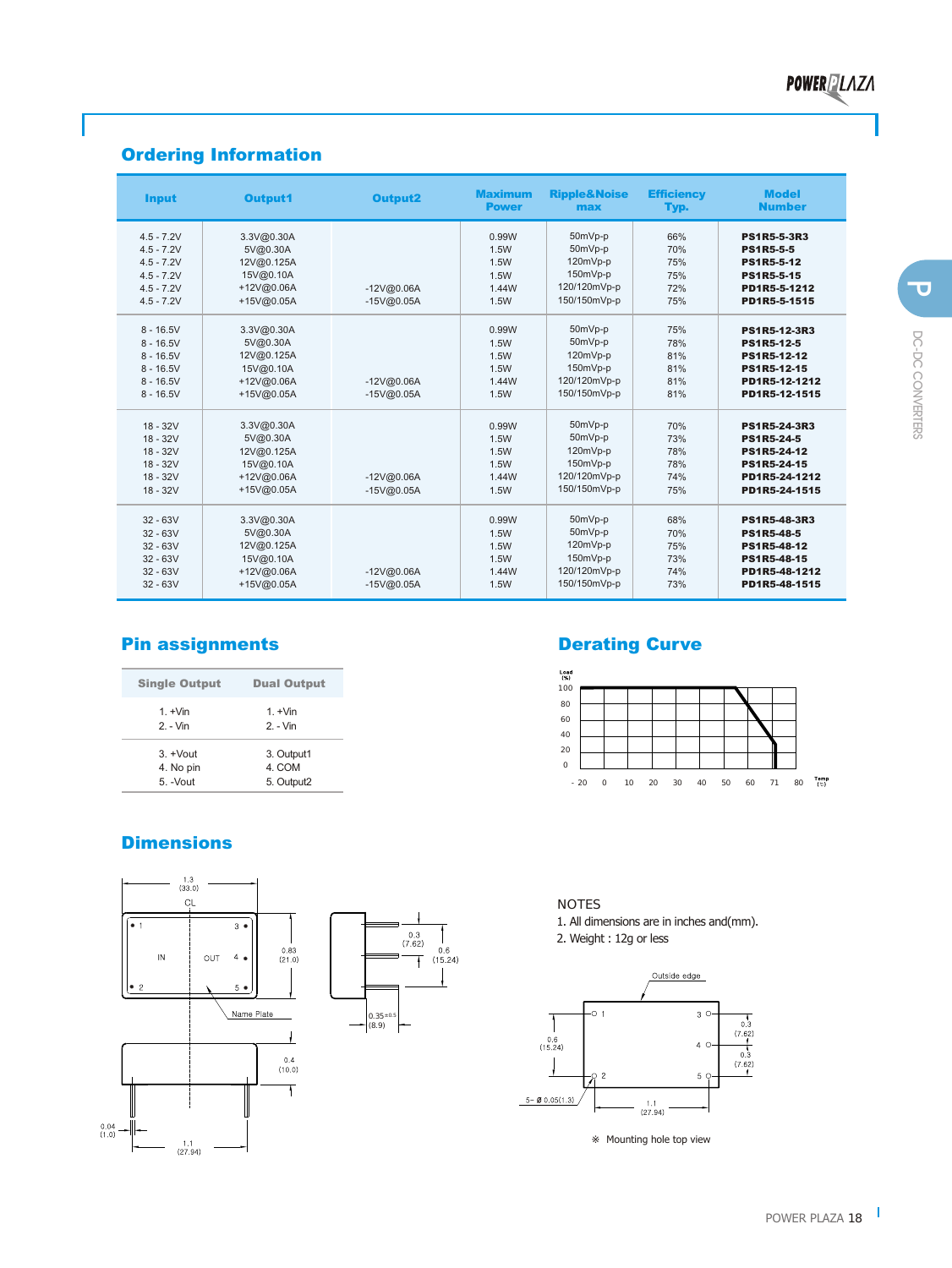## Ordering Information

| Input | Output1 | Output2 | Maximum Power | Ripple&Noise max | Efficiency Typ. | Model Number |
|---|---|---|---|---|---|---|
| 4.5 - 7.2V | 3.3V@0.30A | | 0.99W | 50mVp-p | 66% | **PS1R5-5-3R3** |
| 4.5 - 7.2V | 5V@0.30A | | 1.5W | 50mVp-p | 70% | **PS1R5-5-5** |
| 4.5 - 7.2V | 12V@0.125A | | 1.5W | 120mVp-p | 75% | **PS1R5-5-12** |
| 4.5 - 7.2V | 15V@0.10A | | 1.5W | 150mVp-p | 75% | **PS1R5-5-15** |
| 4.5 - 7.2V | +12V@0.06A | -12V@0.06A | 1.44W | 120/120mVp-p | 72% | **PD1R5-5-1212** |
| 4.5 - 7.2V | +15V@0.05A | -15V@0.05A | 1.5W | 150/150mVp-p | 75% | **PD1R5-5-1515** |
| 8 - 16.5V | 3.3V@0.30A | | 0.99W | 50mVp-p | 75% | **PS1R5-12-3R3** |
| 8 - 16.5V | 5V@0.30A | | 1.5W | 50mVp-p | 78% | **PS1R5-12-5** |
| 8 - 16.5V | 12V@0.125A | | 1.5W | 120mVp-p | 81% | **PS1R5-12-12** |
| 8 - 16.5V | 15V@0.10A | | 1.5W | 150mVp-p | 81% | **PS1R5-12-15** |
| 8 - 16.5V | +12V@0.06A | -12V@0.06A | 1.44W | 120/120mVp-p | 81% | **PD1R5-12-1212** |
| 8 - 16.5V | +15V@0.05A | -15V@0.05A | 1.5W | 150/150mVp-p | 81% | **PD1R5-12-1515** |
| 18 - 32V | 3.3V@0.30A | | 0.99W | 50mVp-p | 70% | **PS1R5-24-3R3** |
| 18 - 32V | 5V@0.30A | | 1.5W | 50mVp-p | 73% | **PS1R5-24-5** |
| 18 - 32V | 12V@0.125A | | 1.5W | 120mVp-p | 78% | **PS1R5-24-12** |
| 18 - 32V | 15V@0.10A | | 1.5W | 150mVp-p | 78% | **PS1R5-24-15** |
| 18 - 32V | +12V@0.06A | -12V@0.06A | 1.44W | 120/120mVp-p | 74% | **PD1R5-24-1212** |
| 18 - 32V | +15V@0.05A | -15V@0.05A | 1.5W | 150/150mVp-p | 75% | **PD1R5-24-1515** |
| 32 - 63V | 3.3V@0.30A | | 0.99W | 50mVp-p | 68% | **PS1R5-48-3R3** |
| 32 - 63V | 5V@0.30A | | 1.5W | 50mVp-p | 70% | **PS1R5-48-5** |
| 32 - 63V | 12V@0.125A | | 1.5W | 120mVp-p | 75% | **PS1R5-48-12** |
| 32 - 63V | 15V@0.10A | | 1.5W | 150mVp-p | 73% | **PS1R5-48-15** |
| 32 - 63V | +12V@0.06A | -12V@0.06A | 1.44W | 120/120mVp-p | 74% | **PD1R5-48-1212** |
| 32 - 63V | +15V@0.05A | -15V@0.05A | 1.5W | 150/150mVp-p | 73% | **PD1R5-48-1515** |

## Pin assignments

| Single Output | Dual Output |
|---|---|
| 1. +Vin | 1. +Vin |
| 2. - Vin | 2. - Vin |
| 3. +Vout | 3. Output1 |
| 4. No pin | 4. COM |
| 5. -Vout | 5. Output2 |

## Derating Curve

Load (%)
100
80
60
40
20
0
- 20 0 10 20 30 40 50 60 71 80
Temp (℃)

## Dimensions

1.3 (33.0)
CL
1 3 IN OUT 4 2 5
0.83 (21.0)
Name Plate
0.4 (10.0)
0.04 (1.0)
1.1 (27.94)
0.3 (7.62)
0.6 (15.24)
0.35±0.5 (8.9)

NOTES
1. All dimensions are in inches and(mm).
2. Weight : 12g or less

Outside edge
1 3 4 2 5
0.6 (15.24)
0.3 (7.62)
0.3 (7.62)
5- Ø 0.05(1.3)
1.1 (27.94)

※ Mounting hole top view